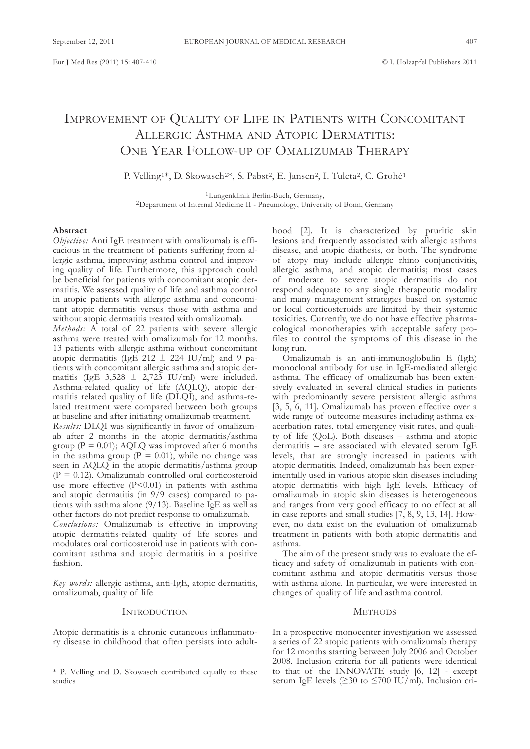# Improvement of Quality of Life in Patients with Concomitant Allergic Asthma and Atopic Dermatitis: One Year Follow-up of Omalizumab Therapy

P. Velling[1*], D. Skowasch[2*], S. Pabst[2], E. Jansen[2], I. Tuleta[2], C. Grohé[1]

[1]Lungenklinik Berlin-Buch, Germany,
[2]Department of Internal Medicine II - Pneumology, University of Bonn, Germany

## Abstract

*Objective:* Anti IgE treatment with omalizumab is efficacious in the treatment of patients suffering from allergic asthma, improving asthma control and improving quality of life. Furthermore, this approach could be beneficial for patients with concomitant atopic dermatitis. We assessed quality of life and asthma control in atopic patients with allergic asthma and concomitant atopic dermatitis versus those with asthma and without atopic dermatitis treated with omalizumab.

*Methods:* A total of 22 patients with severe allergic asthma were treated with omalizumab for 12 months. 13 patients with allergic asthma without concomitant atopic dermatitis (IgE 212 ± 224 IU/ml) and 9 patients with concomitant allergic asthma and atopic dermatitis (IgE 3,528 ± 2,723 IU/ml) were included. Asthma-related quality of life (AQLQ), atopic dermatitis related quality of life (DLQI), and asthma-related treatment were compared between both groups at baseline and after initiating omalizumab treatment.

*Results:* DLQI was significantly in favor of omalizumab after 2 months in the atopic dermatitis/asthma group ($P = 0.01$); AQLQ was improved after 6 months in the asthma group ($P = 0.01$), while no change was seen in AQLQ in the atopic dermatitis/asthma group ($P = 0.12$). Omalizumab controlled oral corticosteroid use more effective ($P<0.01$) in patients with asthma and atopic dermatitis (in 9/9 cases) compared to patients with asthma alone (9/13). Baseline IgE as well as other factors do not predict response to omalizumab.

*Conclusions:* Omalizumab is effective in improving atopic dermatitis-related quality of life scores and modulates oral corticosteroid use in patients with concomitant asthma and atopic dermatitis in a positive fashion.

*Key words:* allergic asthma, anti-IgE, atopic dermatitis, omalizumab, quality of life

## Introduction

Atopic dermatitis is a chronic cutaneous inflammatory disease in childhood that often persists into adulthood [2]. It is characterized by pruritic skin lesions and frequently associated with allergic asthma disease, and atopic diathesis, or both. The syndrome of atopy may include allergic rhino conjunctivitis, allergic asthma, and atopic dermatitis; most cases of moderate to severe atopic dermatitis do not respond adequate to any single therapeutic modality and many management strategies based on systemic or local corticosteroids are limited by their systemic toxicities. Currently, we do not have effective pharmacological monotherapies with acceptable safety profiles to control the symptoms of this disease in the long run.

Omalizumab is an anti-immunoglobulin E (IgE) monoclonal antibody for use in IgE-mediated allergic asthma. The efficacy of omalizumab has been extensively evaluated in several clinical studies in patients with predominantly severe persistent allergic asthma [3, 5, 6, 11]. Omalizumab has proven effective over a wide range of outcome measures including asthma exacerbation rates, total emergency visit rates, and quality of life (QoL). Both diseases – asthma and atopic dermatitis – are associated with elevated serum IgE levels, that are strongly increased in patients with atopic dermatitis. Indeed, omalizumab has been experimentally used in various atopic skin diseases including atopic dermatitis with high IgE levels. Efficacy of omalizumab in atopic skin diseases is heterogeneous and ranges from very good efficacy to no effect at all in case reports and small studies [7, 8, 9, 13, 14]. However, no data exist on the evaluation of omalizumab treatment in patients with both atopic dermatitis and asthma.

The aim of the present study was to evaluate the efficacy and safety of omalizumab in patients with concomitant asthma and atopic dermatitis versus those with asthma alone. In particular, we were interested in changes of quality of life and asthma control.

## Methods

In a prospective monocenter investigation we assessed a series of 22 atopic patients with omalizumab therapy for 12 months starting between July 2006 and October 2008. Inclusion criteria for all patients were identical to that of the INNOVATE study [6, 12] - except serum IgE levels (≥30 to ≤700 IU/ml). Inclusion cri-

\* P. Velling and D. Skowasch contributed equally to these studies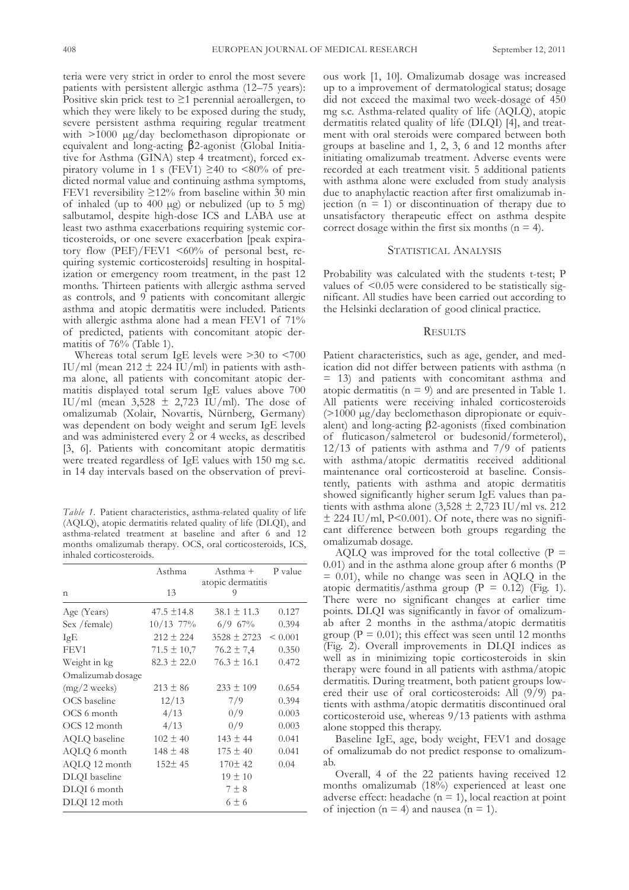teria were very strict in order to enrol the most severe patients with persistent allergic asthma (12–75 years): Positive skin prick test to ≥1 perennial aeroallergen, to which they were likely to be exposed during the study, severe persistent asthma requiring regular treatment with >1000 μg/day beclomethason dipropionate or equivalent and long-acting β2-agonist (Global Initiative for Asthma (GINA) step 4 treatment), forced expiratory volume in 1 s (FEV1) ≥40 to <80% of predicted normal value and continuing asthma symptoms, FEV1 reversibility ≥12% from baseline within 30 min of inhaled (up to 400 μg) or nebulized (up to 5 mg) salbutamol, despite high-dose ICS and LABA use at least two asthma exacerbations requiring systemic corticosteroids, or one severe exacerbation [peak expiratory flow (PEF)/FEV1 <60% of personal best, requiring systemic corticosteroids] resulting in hospitalization or emergency room treatment, in the past 12 months. Thirteen patients with allergic asthma served as controls, and 9 patients with concomitant allergic asthma and atopic dermatitis were included. Patients with allergic asthma alone had a mean FEV1 of 71% of predicted, patients with concomitant atopic dermatitis of 76% (Table 1).

Whereas total serum IgE levels were >30 to <700 IU/ml (mean 212 ± 224 IU/ml) in patients with asthma alone, all patients with concomitant atopic dermatitis displayed total serum IgE values above 700 IU/ml (mean 3,528 ± 2,723 IU/ml). The dose of omalizumab (Xolair, Novartis, Nürnberg, Germany) was dependent on body weight and serum IgE levels and was administered every 2 or 4 weeks, as described [3, 6]. Patients with concomitant atopic dermatitis were treated regardless of IgE values with 150 mg s.c. in 14 day intervals based on the observation of previous work [1, 10]. Omalizumab dosage was increased up to a improvement of dermatological status; dosage did not exceed the maximal two week-dosage of 450 mg s.c. Asthma-related quality of life (AQLQ), atopic dermatitis related quality of life (DLQI) [4], and treatment with oral steroids were compared between both groups at baseline and 1, 2, 3, 6 and 12 months after initiating omalizumab treatment. Adverse events were recorded at each treatment visit. 5 additional patients with asthma alone were excluded from study analysis due to anaphylactic reaction after first omalizumab injection (n = 1) or discontinuation of therapy due to unsatisfactory therapeutic effect on asthma despite correct dosage within the first six months (n = 4).

*Table 1.* Patient characteristics, asthma-related quality of life (AQLQ), atopic dermatitis related quality of life (DLQI), and asthma-related treatment at baseline and after 6 and 12 months omalizumab therapy. OCS, oral corticosteroids, ICS, inhaled corticosteroids.

| n | Asthma 13 | Asthma + atopic dermatitis 9 | P value |
|---|---|---|---|
| Age (Years) | 47.5 ±14.8 | 38.1 ± 11.3 | 0.127 |
| Sex /female) | 10/13 77% | 6/9 67% | 0.394 |
| IgE | 212 ± 224 | 3528 ± 2723 | < 0.001 |
| FEV1 | 71.5 ± 10,7 | 76.2 ± 7,4 | 0.350 |
| Weight in kg | 82.3 ± 22.0 | 76.3 ± 16.1 | 0.472 |
| Omalizumab dosage (mg/2 weeks) | 213 ± 86 | 233 ± 109 | 0.654 |
| OCS baseline | 12/13 | 7/9 | 0.394 |
| OCS 6 month | 4/13 | 0/9 | 0.003 |
| OCS 12 month | 4/13 | 0/9 | 0.003 |
| AQLQ baseline | 102 ± 40 | 143 ± 44 | 0.041 |
| AQLQ 6 month | 148 ± 48 | 175 ± 40 | 0.041 |
| AQLQ 12 month | 152± 45 | 170± 42 | 0.04 |
| DLQI baseline | | 19 ± 10 | |
| DLQI 6 month | | 7 ± 8 | |
| DLQI 12 moth | | 6 ± 6 | |

## Statistical Analysis

Probability was calculated with the students t-test; P values of <0.05 were considered to be statistically significant. All studies have been carried out according to the Helsinki declaration of good clinical practice.

## Results

Patient characteristics, such as age, gender, and medication did not differ between patients with asthma (n = 13) and patients with concomitant asthma and atopic dermatitis (n = 9) and are presented in Table 1. All patients were receiving inhaled corticosteroids (>1000 μg/day beclomethason dipropionate or equivalent) and long-acting β2-agonists (fixed combination of fluticason/salmeterol or budesonid/formeterol), 12/13 of patients with asthma and 7/9 of patients with asthma/atopic dermatitis received additional maintenance oral corticosteroid at baseline. Consistently, patients with asthma and atopic dermatitis showed significantly higher serum IgE values than patients with asthma alone (3,528 ± 2,723 IU/ml vs. 212 ± 224 IU/ml, P<0.001). Of note, there was no significant difference between both groups regarding the omalizumab dosage.

AQLQ was improved for the total collective (P = 0.01) and in the asthma alone group after 6 months (P = 0.01), while no change was seen in AQLQ in the atopic dermatitis/asthma group (P = 0.12) (Fig. 1). There were no significant changes at earlier time points. DLQI was significantly in favor of omalizumab after 2 months in the asthma/atopic dermatitis group (P = 0.01); this effect was seen until 12 months (Fig. 2). Overall improvements in DLQI indices as well as in minimizing topic corticosteroids in skin therapy were found in all patients with asthma/atopic dermatitis. During treatment, both patient groups lowered their use of oral corticosteroids: All (9/9) patients with asthma/atopic dermatitis discontinued oral corticosteroid use, whereas 9/13 patients with asthma alone stopped this therapy.

Baseline IgE, age, body weight, FEV1 and dosage of omalizumab do not predict response to omalizumab.

Overall, 4 of the 22 patients having received 12 months omalizumab (18%) experienced at least one adverse effect: headache (n = 1), local reaction at point of injection (n = 4) and nausea (n = 1).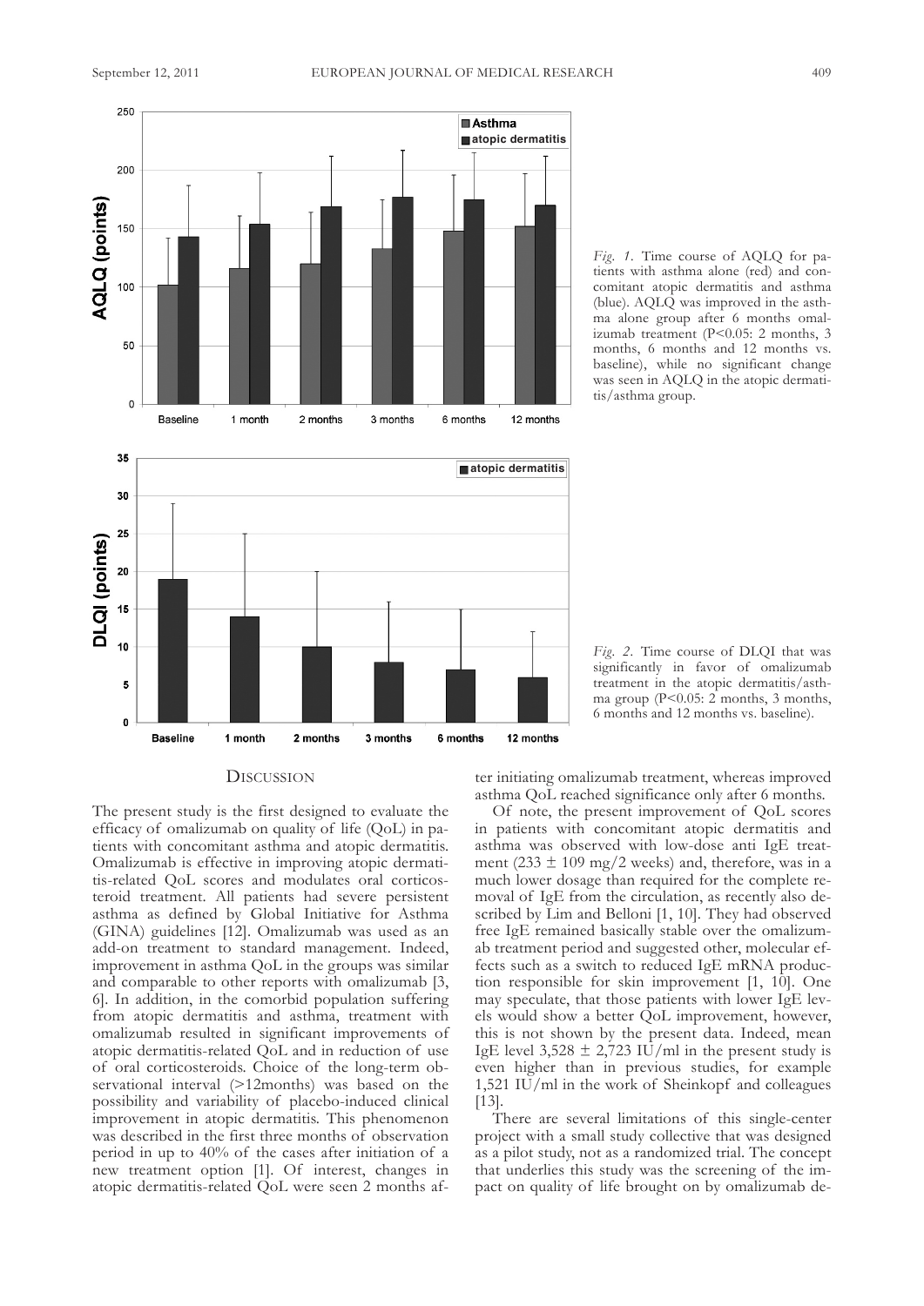*Fig. 1.* Time course of AQLQ for patients with asthma alone (red) and concomitant atopic dermatitis and asthma (blue). AQLQ was improved in the asthma alone group after 6 months omalizumab treatment (P<0.05: 2 months, 3 months, 6 months and 12 months vs. baseline), while no significant change was seen in AQLQ in the atopic dermatitis/asthma group.

*Fig. 2.* Time course of DLQI that was significantly in favor of omalizumab treatment in the atopic dermatitis/asthma group (P<0.05: 2 months, 3 months, 6 months and 12 months vs. baseline).

## Discussion

The present study is the first designed to evaluate the efficacy of omalizumab on quality of life (QoL) in patients with concomitant asthma and atopic dermatitis. Omalizumab is effective in improving atopic dermatitis-related QoL scores and modulates oral corticosteroid treatment. All patients had severe persistent asthma as defined by Global Initiative for Asthma (GINA) guidelines [12]. Omalizumab was used as an add-on treatment to standard management. Indeed, improvement in asthma QoL in the groups was similar and comparable to other reports with omalizumab [3, 6]. In addition, in the comorbid population suffering from atopic dermatitis and asthma, treatment with omalizumab resulted in significant improvements of atopic dermatitis-related QoL and in reduction of use of oral corticosteroids. Choice of the long-term observational interval (>12months) was based on the possibility and variability of placebo-induced clinical improvement in atopic dermatitis. This phenomenon was described in the first three months of observation period in up to 40% of the cases after initiation of a new treatment option [1]. Of interest, changes in atopic dermatitis-related QoL were seen 2 months after initiating omalizumab treatment, whereas improved asthma QoL reached significance only after 6 months.

Of note, the present improvement of QoL scores in patients with concomitant atopic dermatitis and asthma was observed with low-dose anti IgE treatment (233 ± 109 mg/2 weeks) and, therefore, was in a much lower dosage than required for the complete removal of IgE from the circulation, as recently also described by Lim and Belloni [1, 10]. They had observed free IgE remained basically stable over the omalizumab treatment period and suggested other, molecular effects such as a switch to reduced IgE mRNA production responsible for skin improvement [1, 10]. One may speculate, that those patients with lower IgE levels would show a better QoL improvement, however, this is not shown by the present data. Indeed, mean IgE level 3,528 ± 2,723 IU/ml in the present study is even higher than in previous studies, for example 1,521 IU/ml in the work of Sheinkopf and colleagues [13].

There are several limitations of this single-center project with a small study collective that was designed as a pilot study, not as a randomized trial. The concept that underlies this study was the screening of the impact on quality of life brought on by omalizumab de-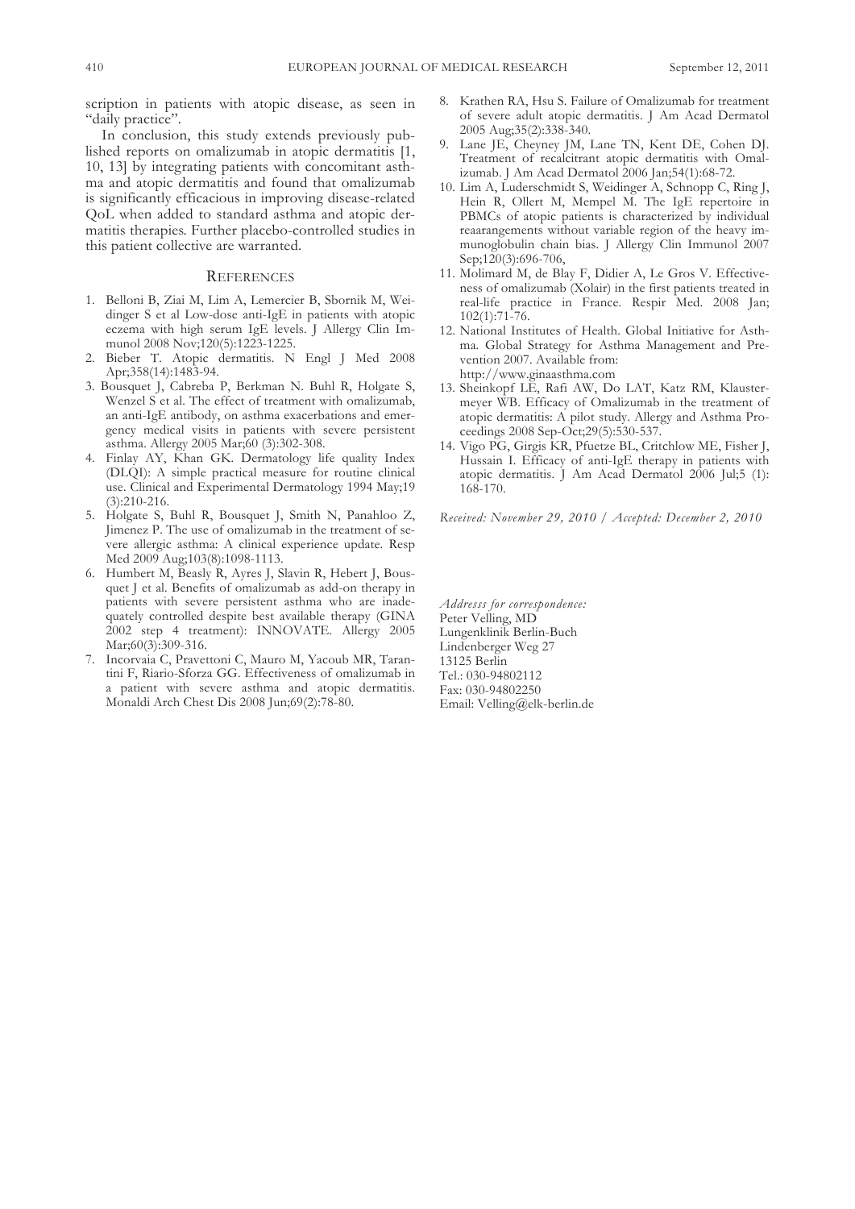scription in patients with atopic disease, as seen in "daily practice".

In conclusion, this study extends previously published reports on omalizumab in atopic dermatitis [1, 10, 13] by integrating patients with concomitant asthma and atopic dermatitis and found that omalizumab is significantly efficacious in improving disease-related QoL when added to standard asthma and atopic dermatitis therapies. Further placebo-controlled studies in this patient collective are warranted.

## References

1. Belloni B, Ziai M, Lim A, Lemercier B, Sbornik M, Weidinger S et al Low-dose anti-IgE in patients with atopic eczema with high serum IgE levels. J Allergy Clin Immunol 2008 Nov;120(5):1223-1225.
2. Bieber T. Atopic dermatitis. N Engl J Med 2008 Apr;358(14):1483-94.
3. Bousquet J, Cabreba P, Berkman N. Buhl R, Holgate S, Wenzel S et al. The effect of treatment with omalizumab, an anti-IgE antibody, on asthma exacerbations and emergency medical visits in patients with severe persistent asthma. Allergy 2005 Mar;60 (3):302-308.
4. Finlay AY, Khan GK. Dermatology life quality Index (DLQI): A simple practical measure for routine clinical use. Clinical and Experimental Dermatology 1994 May;19 (3):210-216.
5. Holgate S, Buhl R, Bousquet J, Smith N, Panahloo Z, Jimenez P. The use of omalizumab in the treatment of severe allergic asthma: A clinical experience update. Resp Med 2009 Aug;103(8):1098-1113.
6. Humbert M, Beasly R, Ayres J, Slavin R, Hebert J, Bousquet J et al. Benefits of omalizumab as add-on therapy in patients with severe persistent asthma who are inadequately controlled despite best available therapy (GINA 2002 step 4 treatment): INNOVATE. Allergy 2005 Mar;60(3):309-316.
7. Incorvaia C, Pravettoni C, Mauro M, Yacoub MR, Tarantini F, Riario-Sforza GG. Effectiveness of omalizumab in a patient with severe asthma and atopic dermatitis. Monaldi Arch Chest Dis 2008 Jun;69(2):78-80.
8. Krathen RA, Hsu S. Failure of Omalizumab for treatment of severe adult atopic dermatitis. J Am Acad Dermatol 2005 Aug;35(2):338-340.
9. Lane JE, Cheyney JM, Lane TN, Kent DE, Cohen DJ. Treatment of recalcitrant atopic dermatitis with Omalizumab. J Am Acad Dermatol 2006 Jan;54(1):68-72.
10. Lim A, Luderschmidt S, Weidinger A, Schnopp C, Ring J, Hein R, Ollert M, Mempel M. The IgE repertoire in PBMCs of atopic patients is characterized by individual reaarangements without variable region of the heavy immunoglobulin chain bias. J Allergy Clin Immunol 2007 Sep;120(3):696-706,
11. Molimard M, de Blay F, Didier A, Le Gros V. Effectiveness of omalizumab (Xolair) in the first patients treated in real-life practice in France. Respir Med. 2008 Jan; 102(1):71-76.
12. National Institutes of Health. Global Initiative for Asthma. Global Strategy for Asthma Management and Prevention 2007. Available from: http://www.ginaasthma.com
13. Sheinkopf LE, Rafi AW, Do LAT, Katz RM, Klaustermeyer WB. Efficacy of Omalizumab in the treatment of atopic dermatitis: A pilot study. Allergy and Asthma Proceedings 2008 Sep-Oct;29(5):530-537.
14. Vigo PG, Girgis KR, Pfuetze BL, Critchlow ME, Fisher J, Hussain I. Efficacy of anti-IgE therapy in patients with atopic dermatitis. J Am Acad Dermatol 2006 Jul;5 (1): 168-170.

*Received: November 29, 2010 / Accepted: December 2, 2010*

*Addresss for correspondence:*
Peter Velling, MD
Lungenklinik Berlin-Buch
Lindenberger Weg 27
13125 Berlin
Tel.: 030-94802112
Fax: 030-94802250
Email: Velling@elk-berlin.de